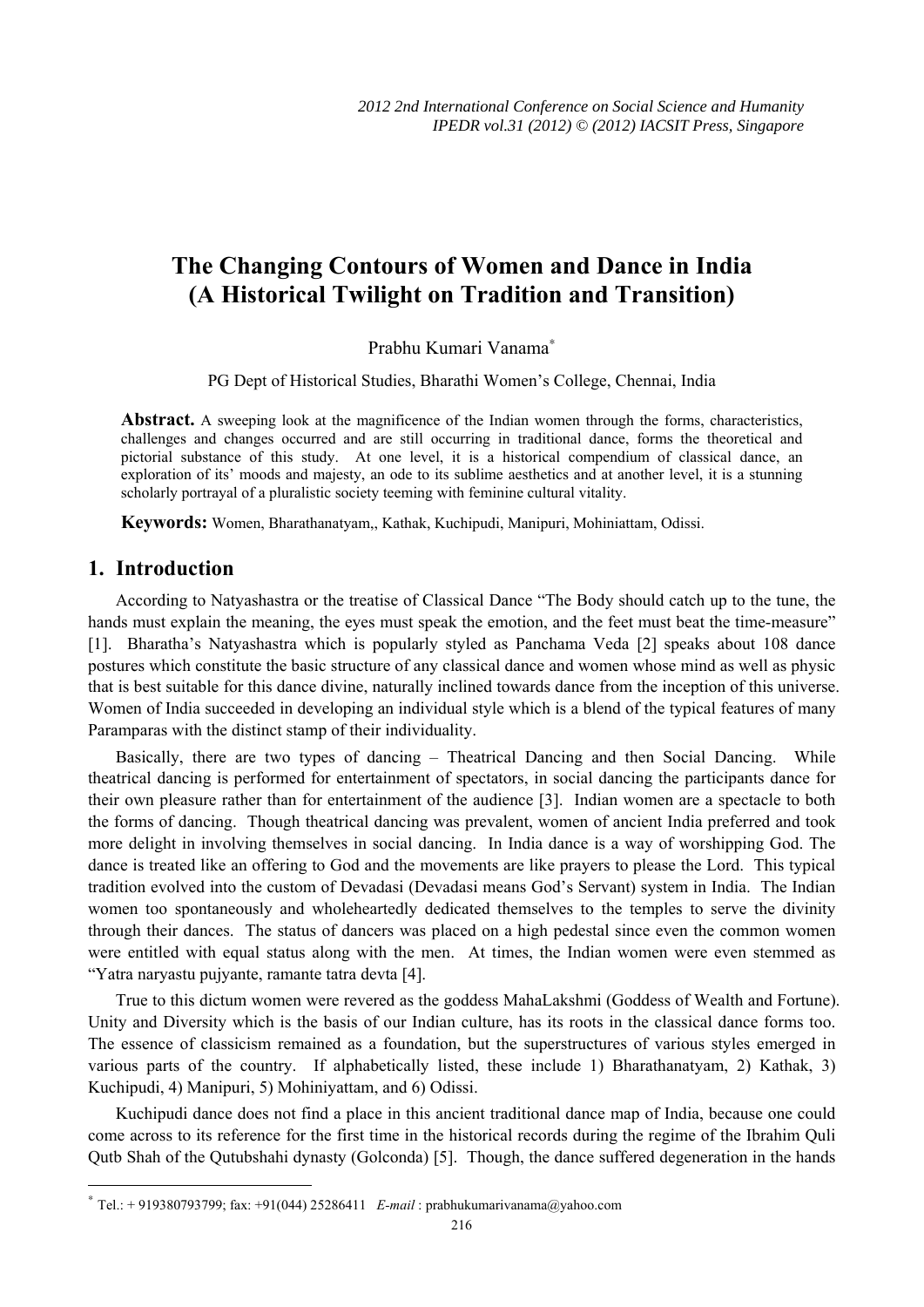# The Changing Contours of Women and Dance in India (A Historical Twilight on Tradition and Transition)

Prabhu Kumari Vanama*

PG Dept of Historical Studies, Bharathi Women's College, Chennai, India

**Abstract.** A sweeping look at the magnificence of the Indian women through the forms, characteristics, challenges and changes occurred and are still occurring in traditional dance, forms the theoretical and pictorial substance of this study. At one level, it is a historical compendium of classical dance, an exploration of its' moods and majesty, an ode to its sublime aesthetics and at another level, it is a stunning scholarly portrayal of a pluralistic society teeming with feminine cultural vitality.

**Keywords:** Women, Bharathanatyam,, Kathak, Kuchipudi, Manipuri, Mohiniattam, Odissi.

## 1. Introduction

According to Natyashastra or the treatise of Classical Dance "The Body should catch up to the tune, the hands must explain the meaning, the eyes must speak the emotion, and the feet must beat the time-measure" [1]. Bharatha's Natyashastra which is popularly styled as Panchama Veda [2] speaks about 108 dance postures which constitute the basic structure of any classical dance and women whose mind as well as physic that is best suitable for this dance divine, naturally inclined towards dance from the inception of this universe. Women of India succeeded in developing an individual style which is a blend of the typical features of many Paramparas with the distinct stamp of their individuality.

Basically, there are two types of dancing – Theatrical Dancing and then Social Dancing. While theatrical dancing is performed for entertainment of spectators, in social dancing the participants dance for their own pleasure rather than for entertainment of the audience [3]. Indian women are a spectacle to both the forms of dancing. Though theatrical dancing was prevalent, women of ancient India preferred and took more delight in involving themselves in social dancing. In India dance is a way of worshipping God. The dance is treated like an offering to God and the movements are like prayers to please the Lord. This typical tradition evolved into the custom of Devadasi (Devadasi means God's Servant) system in India. The Indian women too spontaneously and wholeheartedly dedicated themselves to the temples to serve the divinity through their dances. The status of dancers was placed on a high pedestal since even the common women were entitled with equal status along with the men. At times, the Indian women were even stemmed as "Yatra naryastu pujyante, ramante tatra devta [4].

True to this dictum women were revered as the goddess MahaLakshmi (Goddess of Wealth and Fortune). Unity and Diversity which is the basis of our Indian culture, has its roots in the classical dance forms too. The essence of classicism remained as a foundation, but the superstructures of various styles emerged in various parts of the country. If alphabetically listed, these include 1) Bharathanatyam, 2) Kathak, 3) Kuchipudi, 4) Manipuri, 5) Mohiniyattam, and 6) Odissi.

Kuchipudi dance does not find a place in this ancient traditional dance map of India, because one could come across to its reference for the first time in the historical records during the regime of the Ibrahim Quli Qutb Shah of the Qutubshahi dynasty (Golconda) [5]. Though, the dance suffered degeneration in the hands

* Tel.: + 919380793799; fax: +91(044) 25286411 *E-mail* : prabhukumarivanama@yahoo.com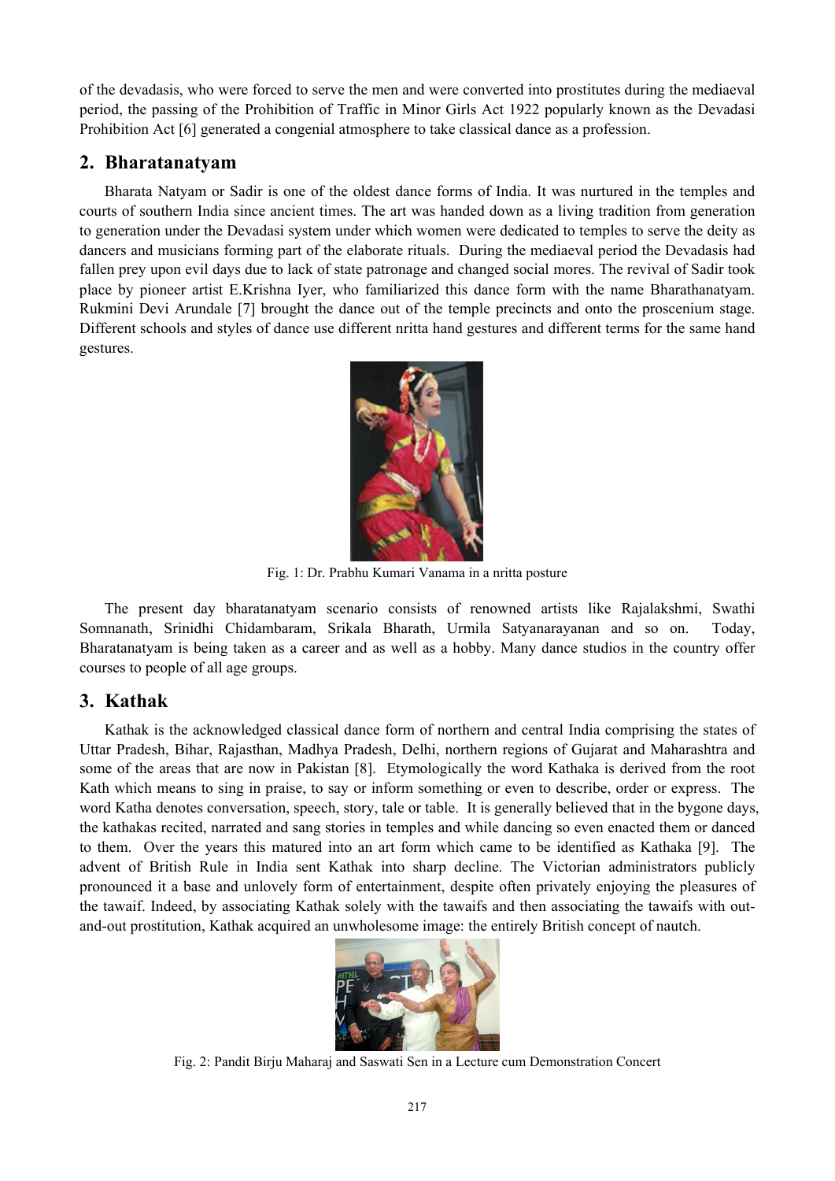of the devadasis, who were forced to serve the men and were converted into prostitutes during the mediaeval period, the passing of the Prohibition of Traffic in Minor Girls Act 1922 popularly known as the Devadasi Prohibition Act [6] generated a congenial atmosphere to take classical dance as a profession.

## 2. Bharatanatyam

Bharata Natyam or Sadir is one of the oldest dance forms of India. It was nurtured in the temples and courts of southern India since ancient times. The art was handed down as a living tradition from generation to generation under the Devadasi system under which women were dedicated to temples to serve the deity as dancers and musicians forming part of the elaborate rituals. During the mediaeval period the Devadasis had fallen prey upon evil days due to lack of state patronage and changed social mores. The revival of Sadir took place by pioneer artist E.Krishna Iyer, who familiarized this dance form with the name Bharathanatyam. Rukmini Devi Arundale [7] brought the dance out of the temple precincts and onto the proscenium stage. Different schools and styles of dance use different nritta hand gestures and different terms for the same hand gestures.

Fig. 1: Dr. Prabhu Kumari Vanama in a nritta posture

The present day bharatanatyam scenario consists of renowned artists like Rajalakshmi, Swathi Somnanath, Srinidhi Chidambaram, Srikala Bharath, Urmila Satyanarayanan and so on. Today, Bharatanatyam is being taken as a career and as well as a hobby. Many dance studios in the country offer courses to people of all age groups.

## 3. Kathak

Kathak is the acknowledged classical dance form of northern and central India comprising the states of Uttar Pradesh, Bihar, Rajasthan, Madhya Pradesh, Delhi, northern regions of Gujarat and Maharashtra and some of the areas that are now in Pakistan [8]. Etymologically the word Kathaka is derived from the root Kath which means to sing in praise, to say or inform something or even to describe, order or express. The word Katha denotes conversation, speech, story, tale or table. It is generally believed that in the bygone days, the kathakas recited, narrated and sang stories in temples and while dancing so even enacted them or danced to them. Over the years this matured into an art form which came to be identified as Kathaka [9]. The advent of British Rule in India sent Kathak into sharp decline. The Victorian administrators publicly pronounced it a base and unlovely form of entertainment, despite often privately enjoying the pleasures of the tawaif. Indeed, by associating Kathak solely with the tawaifs and then associating the tawaifs with out-and-out prostitution, Kathak acquired an unwholesome image: the entirely British concept of nautch.

Fig. 2: Pandit Birju Maharaj and Saswati Sen in a Lecture cum Demonstration Concert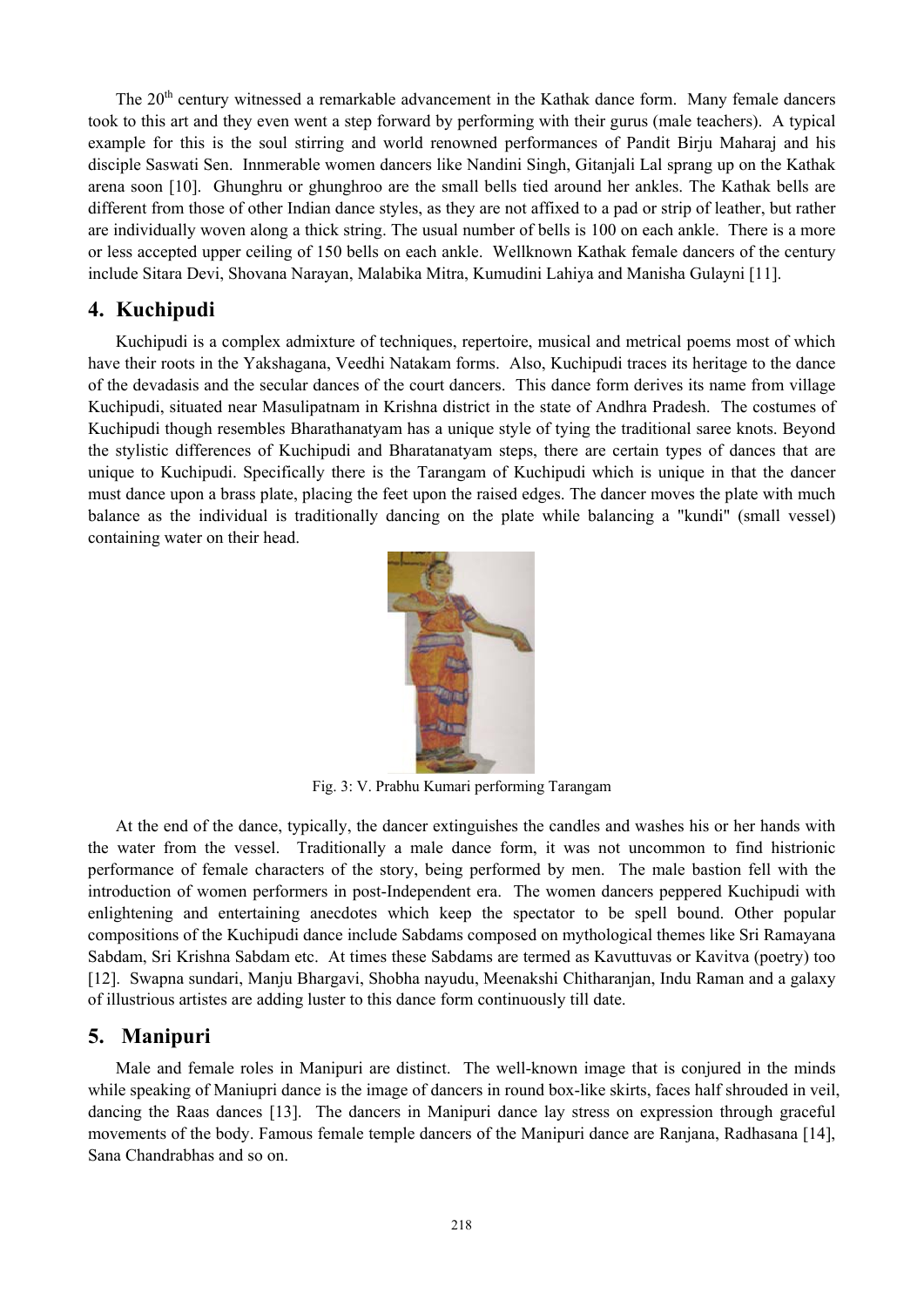The 20th century witnessed a remarkable advancement in the Kathak dance form. Many female dancers took to this art and they even went a step forward by performing with their gurus (male teachers). A typical example for this is the soul stirring and world renowned performances of Pandit Birju Maharaj and his disciple Saswati Sen. Innmerable women dancers like Nandini Singh, Gitanjali Lal sprang up on the Kathak arena soon [10]. Ghunghru or ghunghroo are the small bells tied around her ankles. The Kathak bells are different from those of other Indian dance styles, as they are not affixed to a pad or strip of leather, but rather are individually woven along a thick string. The usual number of bells is 100 on each ankle. There is a more or less accepted upper ceiling of 150 bells on each ankle. Wellknown Kathak female dancers of the century include Sitara Devi, Shovana Narayan, Malabika Mitra, Kumudini Lahiya and Manisha Gulayni [11].

## 4. Kuchipudi

Kuchipudi is a complex admixture of techniques, repertoire, musical and metrical poems most of which have their roots in the Yakshagana, Veedhi Natakam forms. Also, Kuchipudi traces its heritage to the dance of the devadasis and the secular dances of the court dancers. This dance form derives its name from village Kuchipudi, situated near Masulipatnam in Krishna district in the state of Andhra Pradesh. The costumes of Kuchipudi though resembles Bharathanatyam has a unique style of tying the traditional saree knots. Beyond the stylistic differences of Kuchipudi and Bharatanatyam steps, there are certain types of dances that are unique to Kuchipudi. Specifically there is the Tarangam of Kuchipudi which is unique in that the dancer must dance upon a brass plate, placing the feet upon the raised edges. The dancer moves the plate with much balance as the individual is traditionally dancing on the plate while balancing a "kundi" (small vessel) containing water on their head.

Fig. 3: V. Prabhu Kumari performing Tarangam

At the end of the dance, typically, the dancer extinguishes the candles and washes his or her hands with the water from the vessel. Traditionally a male dance form, it was not uncommon to find histrionic performance of female characters of the story, being performed by men. The male bastion fell with the introduction of women performers in post-Independent era. The women dancers peppered Kuchipudi with enlightening and entertaining anecdotes which keep the spectator to be spell bound. Other popular compositions of the Kuchipudi dance include Sabdams composed on mythological themes like Sri Ramayana Sabdam, Sri Krishna Sabdam etc. At times these Sabdams are termed as Kavuttuvas or Kavitva (poetry) too [12]. Swapna sundari, Manju Bhargavi, Shobha nayudu, Meenakshi Chitharanjan, Indu Raman and a galaxy of illustrious artistes are adding luster to this dance form continuously till date.

## 5. Manipuri

Male and female roles in Manipuri are distinct. The well-known image that is conjured in the minds while speaking of Maniupri dance is the image of dancers in round box-like skirts, faces half shrouded in veil, dancing the Raas dances [13]. The dancers in Manipuri dance lay stress on expression through graceful movements of the body. Famous female temple dancers of the Manipuri dance are Ranjana, Radhasana [14], Sana Chandrabhas and so on.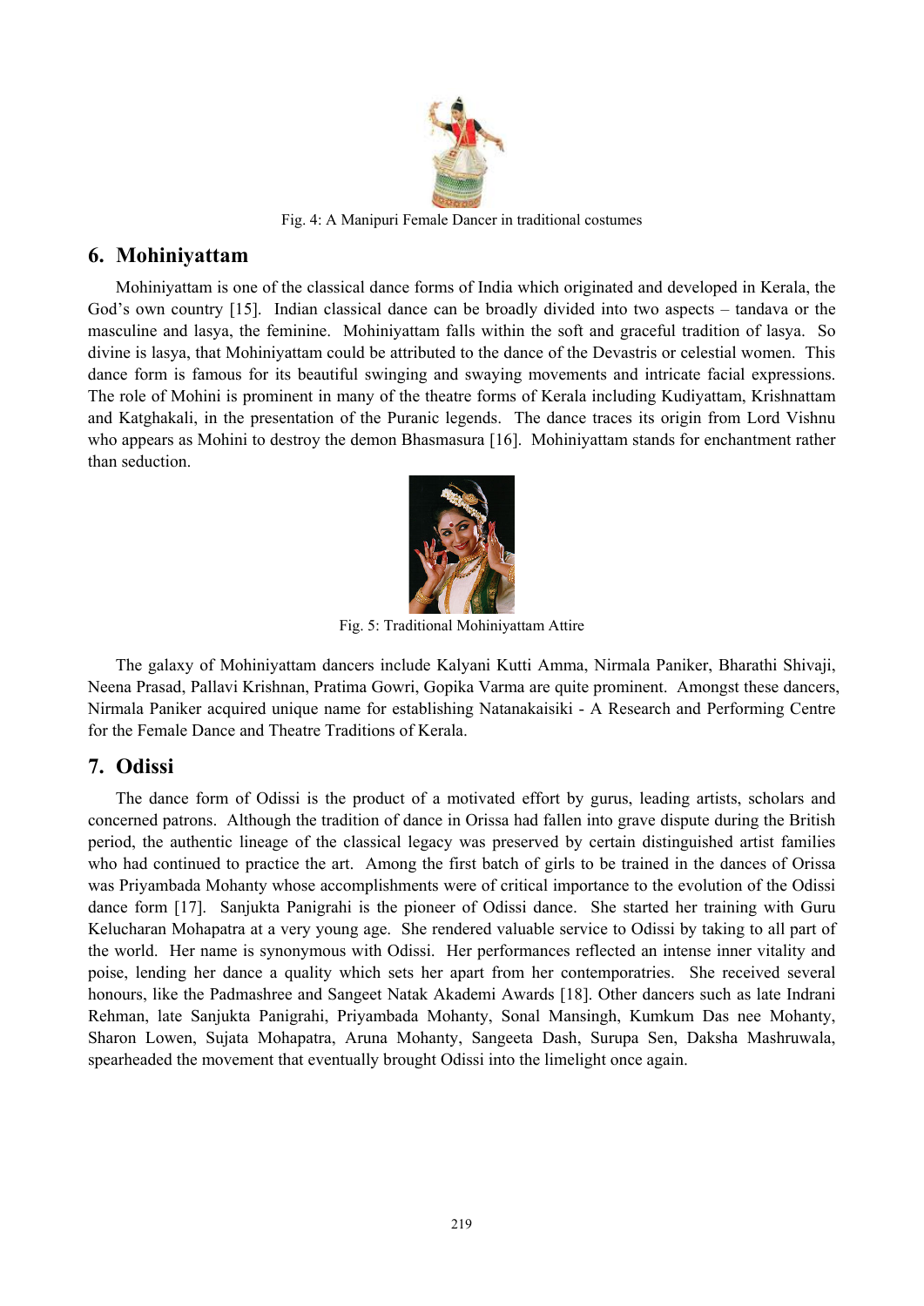Fig. 4: A Manipuri Female Dancer in traditional costumes

## 6. Mohiniyattam

Mohiniyattam is one of the classical dance forms of India which originated and developed in Kerala, the God's own country [15]. Indian classical dance can be broadly divided into two aspects – tandava or the masculine and lasya, the feminine. Mohiniyattam falls within the soft and graceful tradition of lasya. So divine is lasya, that Mohiniyattam could be attributed to the dance of the Devastris or celestial women. This dance form is famous for its beautiful swinging and swaying movements and intricate facial expressions. The role of Mohini is prominent in many of the theatre forms of Kerala including Kudiyattam, Krishnattam and Katghakali, in the presentation of the Puranic legends. The dance traces its origin from Lord Vishnu who appears as Mohini to destroy the demon Bhasmasura [16]. Mohiniyattam stands for enchantment rather than seduction.

Fig. 5: Traditional Mohiniyattam Attire

The galaxy of Mohiniyattam dancers include Kalyani Kutti Amma, Nirmala Paniker, Bharathi Shivaji, Neena Prasad, Pallavi Krishnan, Pratima Gowri, Gopika Varma are quite prominent. Amongst these dancers, Nirmala Paniker acquired unique name for establishing Natanakaisiki - A Research and Performing Centre for the Female Dance and Theatre Traditions of Kerala.

## 7. Odissi

The dance form of Odissi is the product of a motivated effort by gurus, leading artists, scholars and concerned patrons. Although the tradition of dance in Orissa had fallen into grave dispute during the British period, the authentic lineage of the classical legacy was preserved by certain distinguished artist families who had continued to practice the art. Among the first batch of girls to be trained in the dances of Orissa was Priyambada Mohanty whose accomplishments were of critical importance to the evolution of the Odissi dance form [17]. Sanjukta Panigrahi is the pioneer of Odissi dance. She started her training with Guru Kelucharan Mohapatra at a very young age. She rendered valuable service to Odissi by taking to all part of the world. Her name is synonymous with Odissi. Her performances reflected an intense inner vitality and poise, lending her dance a quality which sets her apart from her contemporatries. She received several honours, like the Padmashree and Sangeet Natak Akademi Awards [18]. Other dancers such as late Indrani Rehman, late Sanjukta Panigrahi, Priyambada Mohanty, Sonal Mansingh, Kumkum Das nee Mohanty, Sharon Lowen, Sujata Mohapatra, Aruna Mohanty, Sangeeta Dash, Surupa Sen, Daksha Mashruwala, spearheaded the movement that eventually brought Odissi into the limelight once again.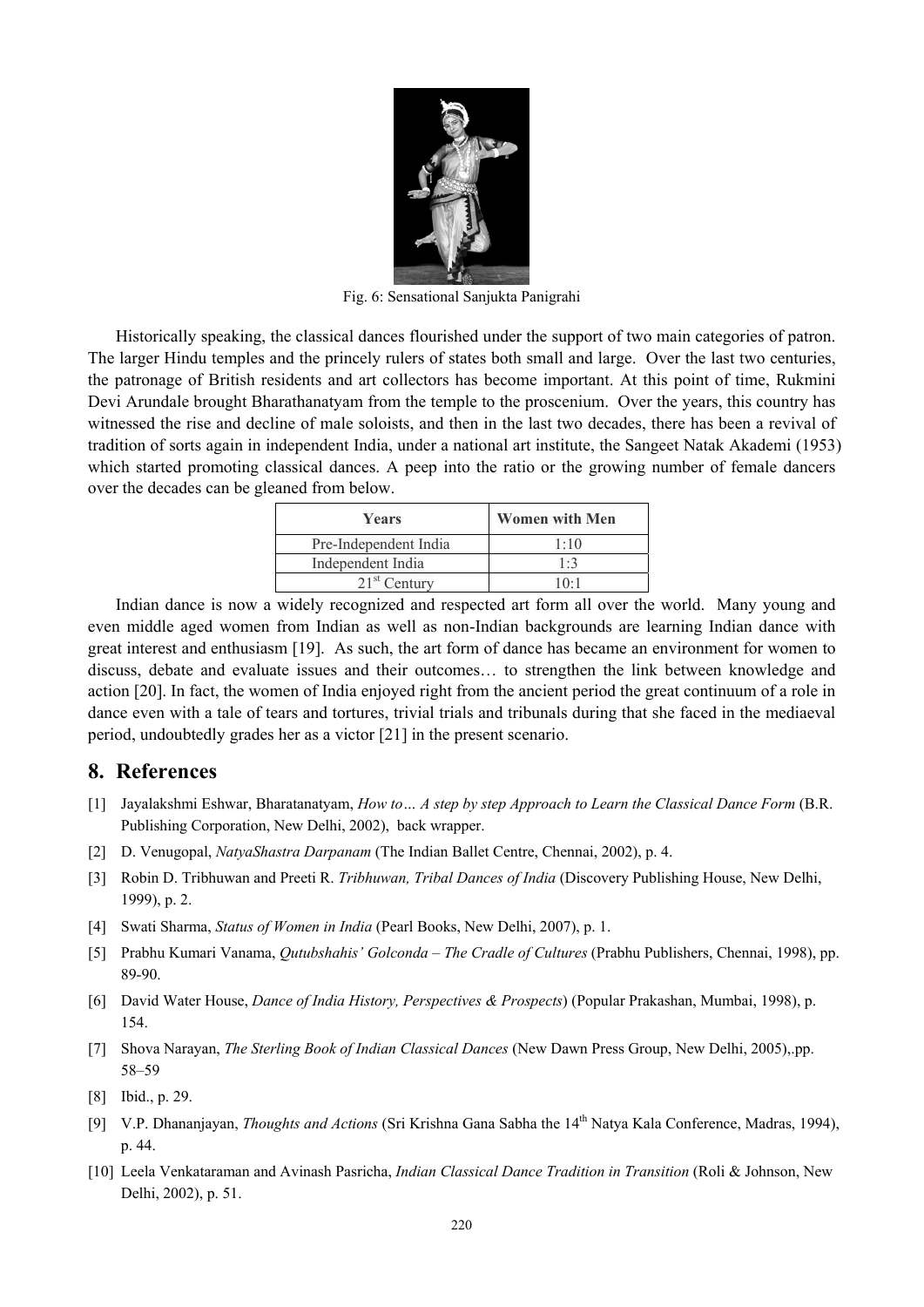Fig. 6: Sensational Sanjukta Panigrahi

Historically speaking, the classical dances flourished under the support of two main categories of patron. The larger Hindu temples and the princely rulers of states both small and large. Over the last two centuries, the patronage of British residents and art collectors has become important. At this point of time, Rukmini Devi Arundale brought Bharathanatyam from the temple to the proscenium. Over the years, this country has witnessed the rise and decline of male soloists, and then in the last two decades, there has been a revival of tradition of sorts again in independent India, under a national art institute, the Sangeet Natak Akademi (1953) which started promoting classical dances. A peep into the ratio or the growing number of female dancers over the decades can be gleaned from below.

| Years | Women with Men |
|---|---|
| Pre-Independent India | 1:10 |
| Independent India | 1:3 |
| 21st Century | 10:1 |

Indian dance is now a widely recognized and respected art form all over the world. Many young and even middle aged women from Indian as well as non-Indian backgrounds are learning Indian dance with great interest and enthusiasm [19]. As such, the art form of dance has became an environment for women to discuss, debate and evaluate issues and their outcomes… to strengthen the link between knowledge and action [20]. In fact, the women of India enjoyed right from the ancient period the great continuum of a role in dance even with a tale of tears and tortures, trivial trials and tribunals during that she faced in the mediaeval period, undoubtedly grades her as a victor [21] in the present scenario.

## 8. References

[1] Jayalakshmi Eshwar, Bharatanatyam, *How to… A step by step Approach to Learn the Classical Dance Form* (B.R. Publishing Corporation, New Delhi, 2002), back wrapper.

[2] D. Venugopal, *NatyaShastra Darpanam* (The Indian Ballet Centre, Chennai, 2002), p. 4.

[3] Robin D. Tribhuwan and Preeti R. *Tribhuwan, Tribal Dances of India* (Discovery Publishing House, New Delhi, 1999), p. 2.

[4] Swati Sharma, *Status of Women in India* (Pearl Books, New Delhi, 2007), p. 1.

[5] Prabhu Kumari Vanama, *Qutubshahis' Golconda – The Cradle of Cultures* (Prabhu Publishers, Chennai, 1998), pp. 89-90.

[6] David Water House, *Dance of India History, Perspectives & Prospects*) (Popular Prakashan, Mumbai, 1998), p. 154.

[7] Shova Narayan, *The Sterling Book of Indian Classical Dances* (New Dawn Press Group, New Delhi, 2005),.pp. 58–59

[8] Ibid., p. 29.

[9] V.P. Dhananjayan, *Thoughts and Actions* (Sri Krishna Gana Sabha the 14th Natya Kala Conference, Madras, 1994), p. 44.

[10] Leela Venkataraman and Avinash Pasricha, *Indian Classical Dance Tradition in Transition* (Roli & Johnson, New Delhi, 2002), p. 51.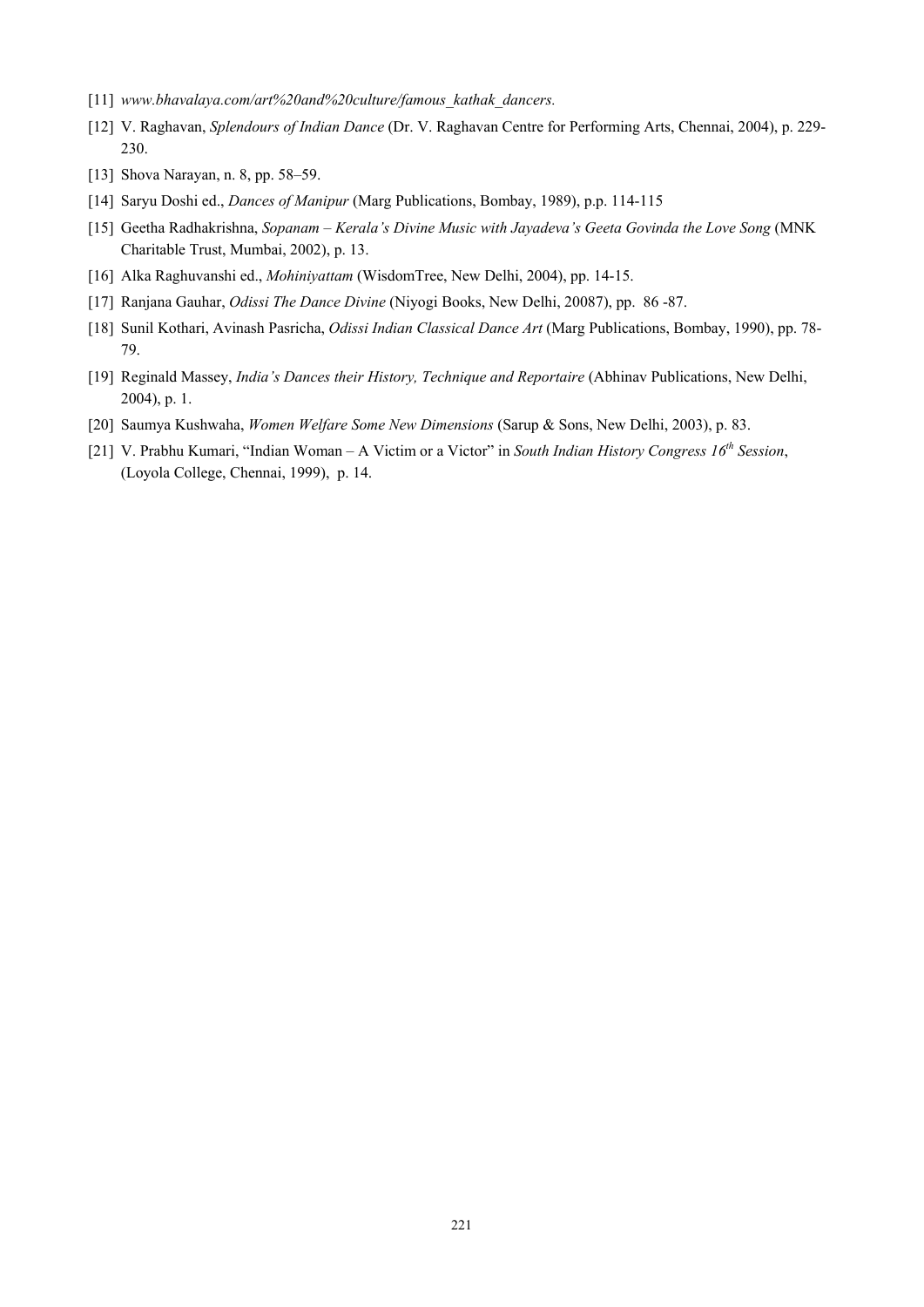[11] *www.bhavalaya.com/art%20and%20culture/famous_kathak_dancers.*

[12] V. Raghavan, *Splendours of Indian Dance* (Dr. V. Raghavan Centre for Performing Arts, Chennai, 2004), p. 229-230.

[13] Shova Narayan, n. 8, pp. 58–59.

[14] Saryu Doshi ed., *Dances of Manipur* (Marg Publications, Bombay, 1989), p.p. 114-115

[15] Geetha Radhakrishna, *Sopanam – Kerala's Divine Music with Jayadeva's Geeta Govinda the Love Song* (MNK Charitable Trust, Mumbai, 2002), p. 13.

[16] Alka Raghuvanshi ed., *Mohiniyattam* (WisdomTree, New Delhi, 2004), pp. 14-15.

[17] Ranjana Gauhar, *Odissi The Dance Divine* (Niyogi Books, New Delhi, 20087), pp. 86 -87.

[18] Sunil Kothari, Avinash Pasricha, *Odissi Indian Classical Dance Art* (Marg Publications, Bombay, 1990), pp. 78-79.

[19] Reginald Massey, *India's Dances their History, Technique and Reportaire* (Abhinav Publications, New Delhi, 2004), p. 1.

[20] Saumya Kushwaha, *Women Welfare Some New Dimensions* (Sarup & Sons, New Delhi, 2003), p. 83.

[21] V. Prabhu Kumari, "Indian Woman – A Victim or a Victor" in *South Indian History Congress 16th Session*, (Loyola College, Chennai, 1999), p. 14.